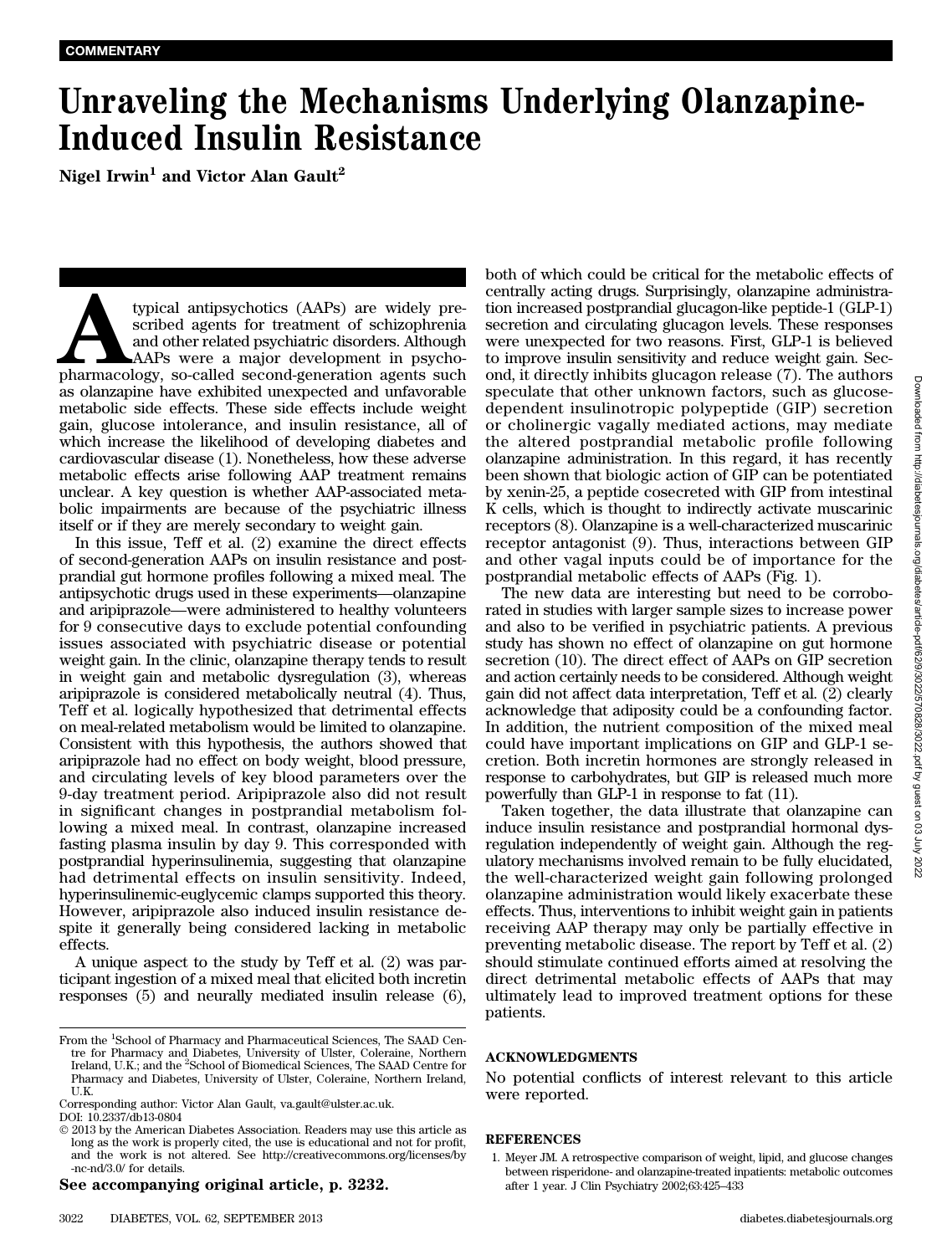COMMENTARY

# Unraveling the Mechanisms Underlying Olanzapine-Induced Insulin Resistance

**Nigel Irwin**[1] **and Victor Alan Gault**[2]

Atypical antipsychotics (AAPs) are widely prescribed agents for treatment of schizophrenia and other related psychiatric disorders. Although AAPs were a major development in psychopharmacology, so-called second-generation agents such as olanzapine have exhibited unexpected and unfavorable metabolic side effects. These side effects include weight gain, glucose intolerance, and insulin resistance, all of which increase the likelihood of developing diabetes and cardiovascular disease (1). Nonetheless, how these adverse metabolic effects arise following AAP treatment remains unclear. A key question is whether AAP-associated metabolic impairments are because of the psychiatric illness itself or if they are merely secondary to weight gain.

In this issue, Teff et al. (2) examine the direct effects of second-generation AAPs on insulin resistance and postprandial gut hormone profiles following a mixed meal. The antipsychotic drugs used in these experiments—olanzapine and aripiprazole—were administered to healthy volunteers for 9 consecutive days to exclude potential confounding issues associated with psychiatric disease or potential weight gain. In the clinic, olanzapine therapy tends to result in weight gain and metabolic dysregulation (3), whereas aripiprazole is considered metabolically neutral (4). Thus, Teff et al. logically hypothesized that detrimental effects on meal-related metabolism would be limited to olanzapine. Consistent with this hypothesis, the authors showed that aripiprazole had no effect on body weight, blood pressure, and circulating levels of key blood parameters over the 9-day treatment period. Aripiprazole also did not result in significant changes in postprandial metabolism following a mixed meal. In contrast, olanzapine increased fasting plasma insulin by day 9. This corresponded with postprandial hyperinsulinemia, suggesting that olanzapine had detrimental effects on insulin sensitivity. Indeed, hyperinsulinemic-euglycemic clamps supported this theory. However, aripiprazole also induced insulin resistance despite it generally being considered lacking in metabolic effects.

A unique aspect to the study by Teff et al. (2) was participant ingestion of a mixed meal that elicited both incretin responses (5) and neurally mediated insulin release (6), both of which could be critical for the metabolic effects of centrally acting drugs. Surprisingly, olanzapine administration increased postprandial glucagon-like peptide-1 (GLP-1) secretion and circulating glucagon levels. These responses were unexpected for two reasons. First, GLP-1 is believed to improve insulin sensitivity and reduce weight gain. Second, it directly inhibits glucagon release (7). The authors speculate that other unknown factors, such as glucose-dependent insulinotropic polypeptide (GIP) secretion or cholinergic vagally mediated actions, may mediate the altered postprandial metabolic profile following olanzapine administration. In this regard, it has recently been shown that biologic action of GIP can be potentiated by xenin-25, a peptide cosecreted with GIP from intestinal K cells, which is thought to indirectly activate muscarinic receptors (8). Olanzapine is a well-characterized muscarinic receptor antagonist (9). Thus, interactions between GIP and other vagal inputs could be of importance for the postprandial metabolic effects of AAPs (Fig. 1).

The new data are interesting but need to be corroborated in studies with larger sample sizes to increase power and also to be verified in psychiatric patients. A previous study has shown no effect of olanzapine on gut hormone secretion (10). The direct effect of AAPs on GIP secretion and action certainly needs to be considered. Although weight gain did not affect data interpretation, Teff et al. (2) clearly acknowledge that adiposity could be a confounding factor. In addition, the nutrient composition of the mixed meal could have important implications on GIP and GLP-1 secretion. Both incretin hormones are strongly released in response to carbohydrates, but GIP is released much more powerfully than GLP-1 in response to fat (11).

Taken together, the data illustrate that olanzapine can induce insulin resistance and postprandial hormonal dysregulation independently of weight gain. Although the regulatory mechanisms involved remain to be fully elucidated, the well-characterized weight gain following prolonged olanzapine administration would likely exacerbate these effects. Thus, interventions to inhibit weight gain in patients receiving AAP therapy may only be partially effective in preventing metabolic disease. The report by Teff et al. (2) should stimulate continued efforts aimed at resolving the direct detrimental metabolic effects of AAPs that may ultimately lead to improved treatment options for these patients.

## ACKNOWLEDGMENTS

No potential conflicts of interest relevant to this article were reported.

## REFERENCES

1. Meyer JM. A retrospective comparison of weight, lipid, and glucose changes between risperidone- and olanzapine-treated inpatients: metabolic outcomes after 1 year. J Clin Psychiatry 2002;63:425–433

---

From the [1]School of Pharmacy and Pharmaceutical Sciences, The SAAD Centre for Pharmacy and Diabetes, University of Ulster, Coleraine, Northern Ireland, U.K.; and the [2]School of Biomedical Sciences, The SAAD Centre for Pharmacy and Diabetes, University of Ulster, Coleraine, Northern Ireland, U.K.

Corresponding author: Victor Alan Gault, va.gault@ulster.ac.uk.

DOI: 10.2337/db13-0804

© 2013 by the American Diabetes Association. Readers may use this article as long as the work is properly cited, the use is educational and not for profit, and the work is not altered. See http://creativecommons.org/licenses/by-nc-nd/3.0/ for details.

**See accompanying original article, p. 3232.**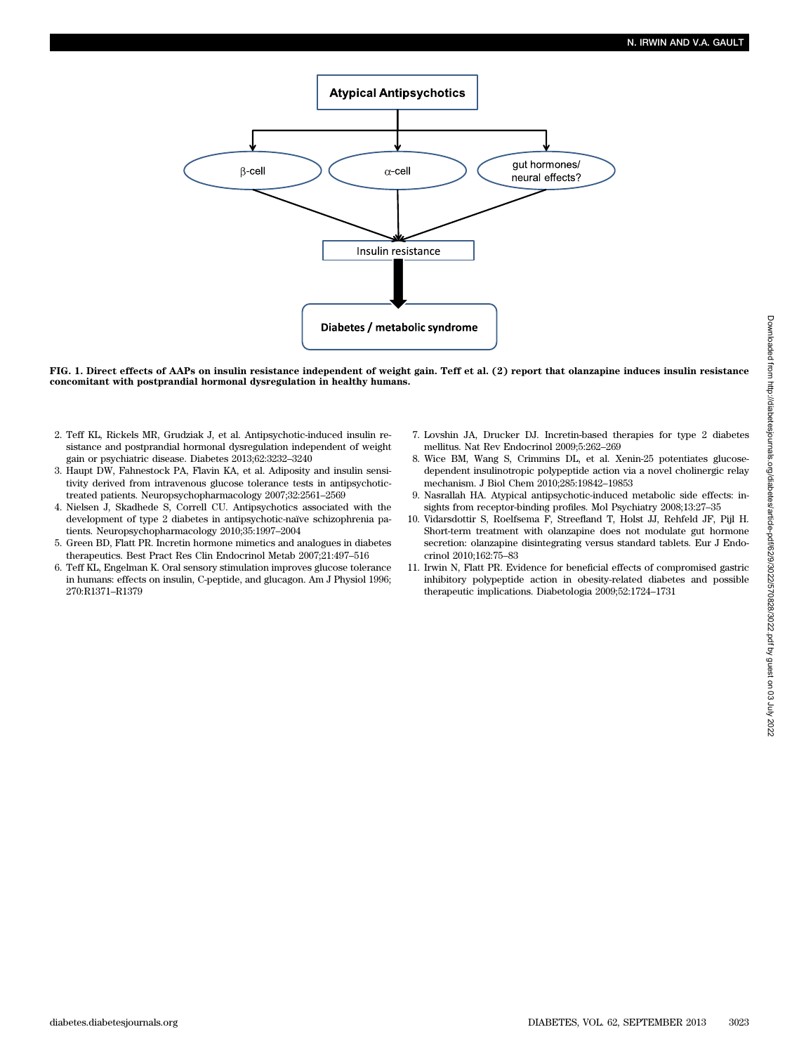Atypical Antipsychotics

β-cell

α-cell

gut hormones/ neural effects?

Insulin resistance

Diabetes / metabolic syndrome

**FIG. 1. Direct effects of AAPs on insulin resistance independent of weight gain. Teff et al. (2) report that olanzapine induces insulin resistance concomitant with postprandial hormonal dysregulation in healthy humans.**

2. Teff KL, Rickels MR, Grudziak J, et al. Antipsychotic-induced insulin resistance and postprandial hormonal dysregulation independent of weight gain or psychiatric disease. Diabetes 2013;62:3232–3240
3. Haupt DW, Fahnestock PA, Flavin KA, et al. Adiposity and insulin sensitivity derived from intravenous glucose tolerance tests in antipsychotic-treated patients. Neuropsychopharmacology 2007;32:2561–2569
4. Nielsen J, Skadhede S, Correll CU. Antipsychotics associated with the development of type 2 diabetes in antipsychotic-naïve schizophrenia patients. Neuropsychopharmacology 2010;35:1997–2004
5. Green BD, Flatt PR. Incretin hormone mimetics and analogues in diabetes therapeutics. Best Pract Res Clin Endocrinol Metab 2007;21:497–516
6. Teff KL, Engelman K. Oral sensory stimulation improves glucose tolerance in humans: effects on insulin, C-peptide, and glucagon. Am J Physiol 1996; 270:R1371–R1379
7. Lovshin JA, Drucker DJ. Incretin-based therapies for type 2 diabetes mellitus. Nat Rev Endocrinol 2009;5:262–269
8. Wice BM, Wang S, Crimmins DL, et al. Xenin-25 potentiates glucose-dependent insulinotropic polypeptide action via a novel cholinergic relay mechanism. J Biol Chem 2010;285:19842–19853
9. Nasrallah HA. Atypical antipsychotic-induced metabolic side effects: insights from receptor-binding profiles. Mol Psychiatry 2008;13:27–35
10. Vidarsdottir S, Roelfsema F, Streefland T, Holst JJ, Rehfeld JF, Pijl H. Short-term treatment with olanzapine does not modulate gut hormone secretion: olanzapine disintegrating versus standard tablets. Eur J Endocrinol 2010;162:75–83
11. Irwin N, Flatt PR. Evidence for beneficial effects of compromised gastric inhibitory polypeptide action in obesity-related diabetes and possible therapeutic implications. Diabetologia 2009;52:1724–1731